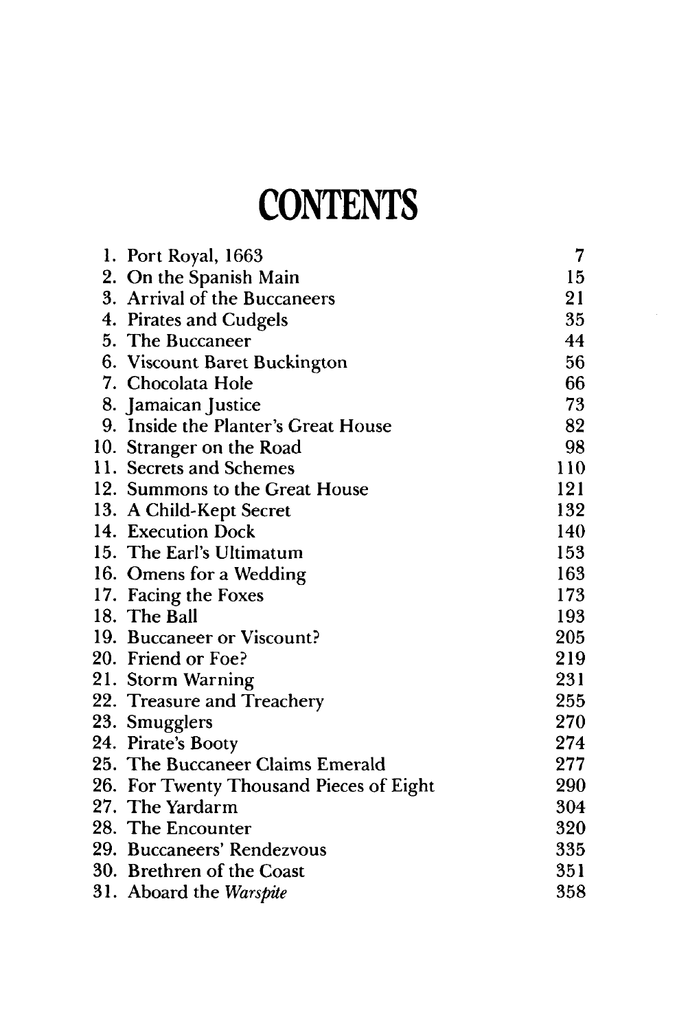# CONTENTS

| | |
|---|---|
| 1. Port Royal, 1663 | 7 |
| 2. On the Spanish Main | 15 |
| 3. Arrival of the Buccaneers | 21 |
| 4. Pirates and Cudgels | 35 |
| 5. The Buccaneer | 44 |
| 6. Viscount Baret Buckington | 56 |
| 7. Chocolata Hole | 66 |
| 8. Jamaican Justice | 73 |
| 9. Inside the Planter's Great House | 82 |
| 10. Stranger on the Road | 98 |
| 11. Secrets and Schemes | 110 |
| 12. Summons to the Great House | 121 |
| 13. A Child-Kept Secret | 132 |
| 14. Execution Dock | 140 |
| 15. The Earl's Ultimatum | 153 |
| 16. Omens for a Wedding | 163 |
| 17. Facing the Foxes | 173 |
| 18. The Ball | 193 |
| 19. Buccaneer or Viscount? | 205 |
| 20. Friend or Foe? | 219 |
| 21. Storm Warning | 231 |
| 22. Treasure and Treachery | 255 |
| 23. Smugglers | 270 |
| 24. Pirate's Booty | 274 |
| 25. The Buccaneer Claims Emerald | 277 |
| 26. For Twenty Thousand Pieces of Eight | 290 |
| 27. The Yardarm | 304 |
| 28. The Encounter | 320 |
| 29. Buccaneers' Rendezvous | 335 |
| 30. Brethren of the Coast | 351 |
| 31. Aboard the *Warspite* | 358 |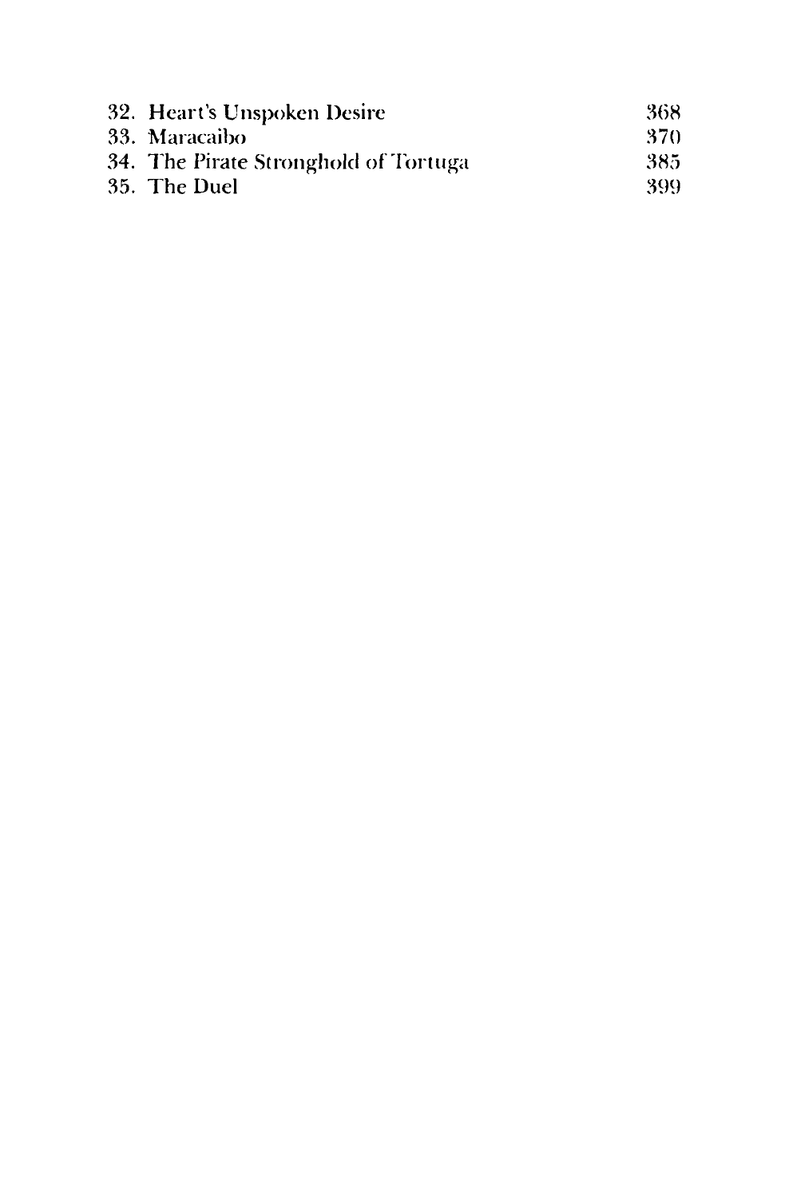| | |
|---|---|
| 32. Heart's Unspoken Desire | 368 |
| 33. Maracaibo | 370 |
| 34. The Pirate Stronghold of Tortuga | 385 |
| 35. The Duel | 399 |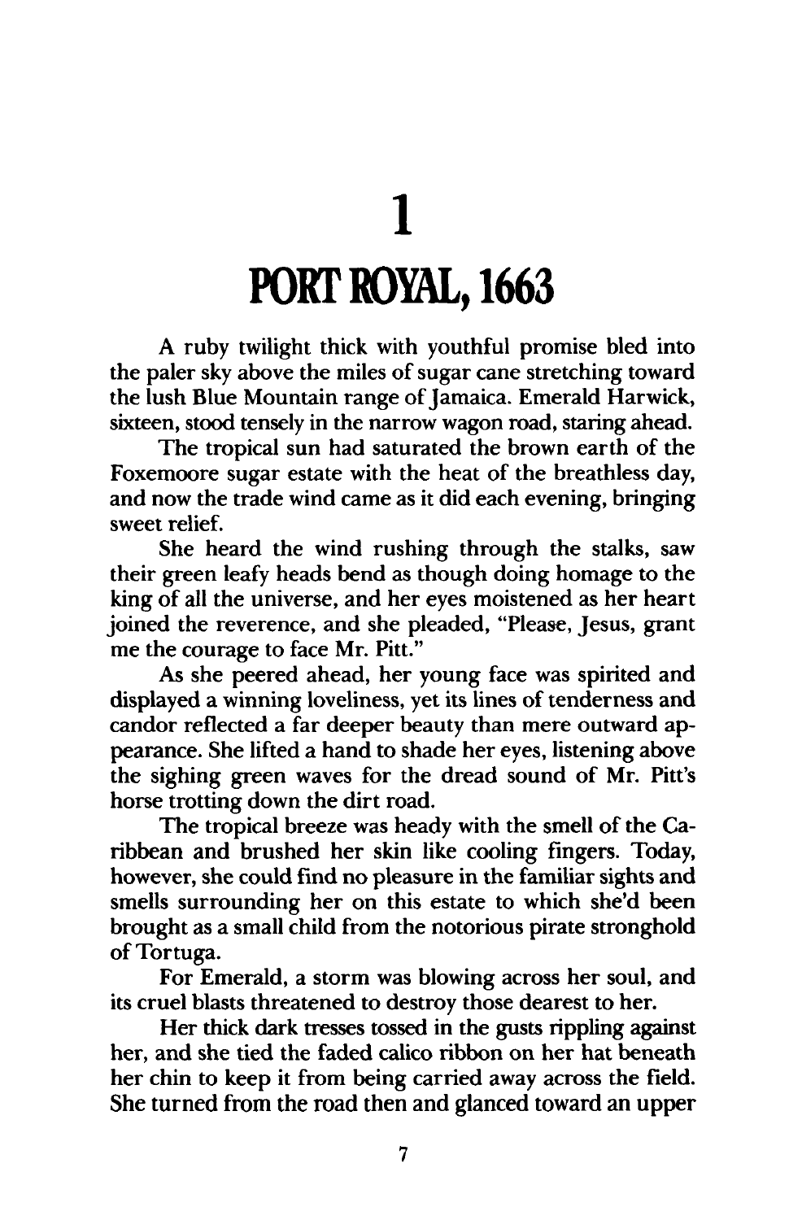# 1

# PORT ROYAL, 1663

A ruby twilight thick with youthful promise bled into the paler sky above the miles of sugar cane stretching toward the lush Blue Mountain range of Jamaica. Emerald Harwick, sixteen, stood tensely in the narrow wagon road, staring ahead.

The tropical sun had saturated the brown earth of the Foxemoore sugar estate with the heat of the breathless day, and now the trade wind came as it did each evening, bringing sweet relief.

She heard the wind rushing through the stalks, saw their green leafy heads bend as though doing homage to the king of all the universe, and her eyes moistened as her heart joined the reverence, and she pleaded, "Please, Jesus, grant me the courage to face Mr. Pitt."

As she peered ahead, her young face was spirited and displayed a winning loveliness, yet its lines of tenderness and candor reflected a far deeper beauty than mere outward appearance. She lifted a hand to shade her eyes, listening above the sighing green waves for the dread sound of Mr. Pitt's horse trotting down the dirt road.

The tropical breeze was heady with the smell of the Caribbean and brushed her skin like cooling fingers. Today, however, she could find no pleasure in the familiar sights and smells surrounding her on this estate to which she'd been brought as a small child from the notorious pirate stronghold of Tortuga.

For Emerald, a storm was blowing across her soul, and its cruel blasts threatened to destroy those dearest to her.

Her thick dark tresses tossed in the gusts rippling against her, and she tied the faded calico ribbon on her hat beneath her chin to keep it from being carried away across the field. She turned from the road then and glanced toward an upper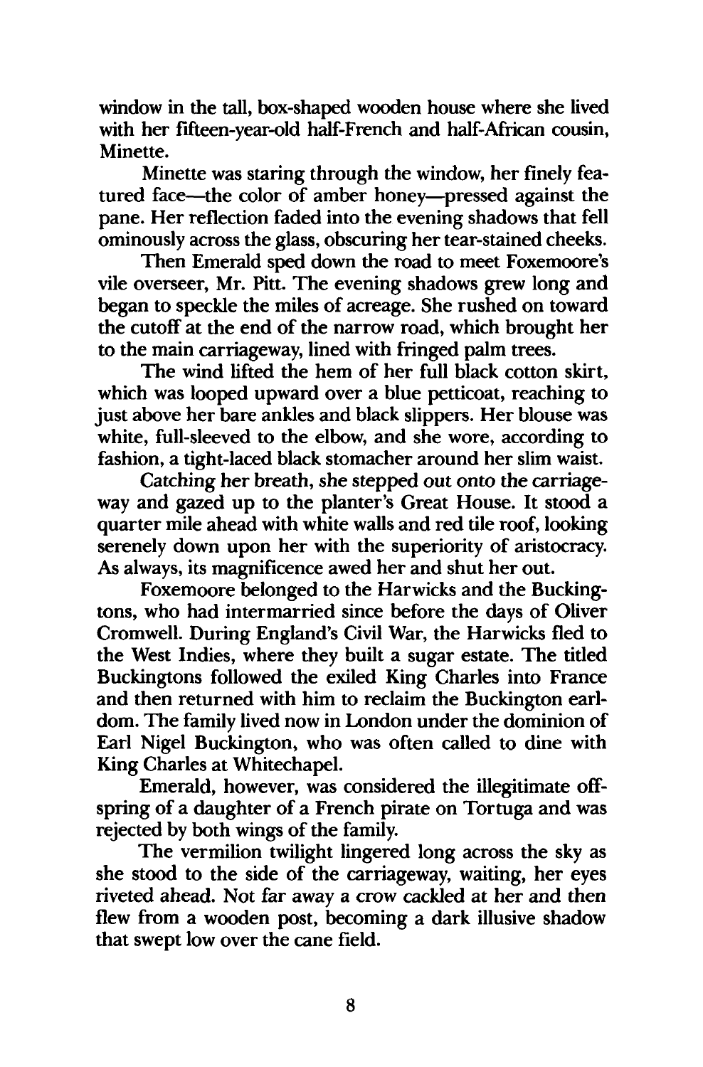window in the tall, box-shaped wooden house where she lived with her fifteen-year-old half-French and half-African cousin, Minette.

Minette was staring through the window, her finely featured face—the color of amber honey—pressed against the pane. Her reflection faded into the evening shadows that fell ominously across the glass, obscuring her tear-stained cheeks.

Then Emerald sped down the road to meet Foxemoore's vile overseer, Mr. Pitt. The evening shadows grew long and began to speckle the miles of acreage. She rushed on toward the cutoff at the end of the narrow road, which brought her to the main carriageway, lined with fringed palm trees.

The wind lifted the hem of her full black cotton skirt, which was looped upward over a blue petticoat, reaching to just above her bare ankles and black slippers. Her blouse was white, full-sleeved to the elbow, and she wore, according to fashion, a tight-laced black stomacher around her slim waist.

Catching her breath, she stepped out onto the carriageway and gazed up to the planter's Great House. It stood a quarter mile ahead with white walls and red tile roof, looking serenely down upon her with the superiority of aristocracy. As always, its magnificence awed her and shut her out.

Foxemoore belonged to the Harwicks and the Buckingtons, who had intermarried since before the days of Oliver Cromwell. During England's Civil War, the Harwicks fled to the West Indies, where they built a sugar estate. The titled Buckingtons followed the exiled King Charles into France and then returned with him to reclaim the Buckington earldom. The family lived now in London under the dominion of Earl Nigel Buckington, who was often called to dine with King Charles at Whitechapel.

Emerald, however, was considered the illegitimate offspring of a daughter of a French pirate on Tortuga and was rejected by both wings of the family.

The vermilion twilight lingered long across the sky as she stood to the side of the carriageway, waiting, her eyes riveted ahead. Not far away a crow cackled at her and then flew from a wooden post, becoming a dark illusive shadow that swept low over the cane field.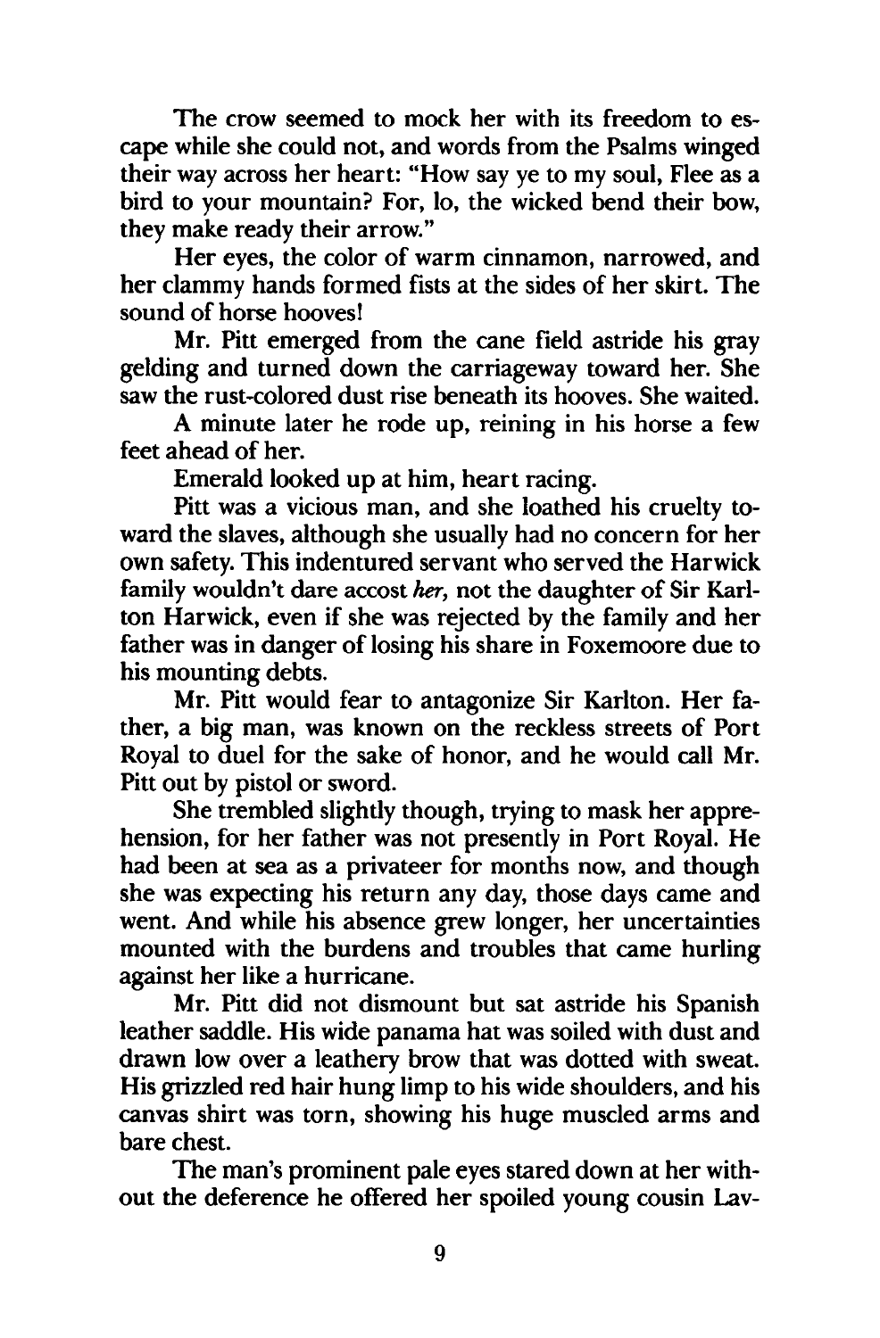The crow seemed to mock her with its freedom to escape while she could not, and words from the Psalms winged their way across her heart: "How say ye to my soul, Flee as a bird to your mountain? For, lo, the wicked bend their bow, they make ready their arrow."

Her eyes, the color of warm cinnamon, narrowed, and her clammy hands formed fists at the sides of her skirt. The sound of horse hooves!

Mr. Pitt emerged from the cane field astride his gray gelding and turned down the carriageway toward her. She saw the rust-colored dust rise beneath its hooves. She waited.

A minute later he rode up, reining in his horse a few feet ahead of her.

Emerald looked up at him, heart racing.

Pitt was a vicious man, and she loathed his cruelty toward the slaves, although she usually had no concern for her own safety. This indentured servant who served the Harwick family wouldn't dare accost *her,* not the daughter of Sir Karlton Harwick, even if she was rejected by the family and her father was in danger of losing his share in Foxemoore due to his mounting debts.

Mr. Pitt would fear to antagonize Sir Karlton. Her father, a big man, was known on the reckless streets of Port Royal to duel for the sake of honor, and he would call Mr. Pitt out by pistol or sword.

She trembled slightly though, trying to mask her apprehension, for her father was not presently in Port Royal. He had been at sea as a privateer for months now, and though she was expecting his return any day, those days came and went. And while his absence grew longer, her uncertainties mounted with the burdens and troubles that came hurling against her like a hurricane.

Mr. Pitt did not dismount but sat astride his Spanish leather saddle. His wide panama hat was soiled with dust and drawn low over a leathery brow that was dotted with sweat. His grizzled red hair hung limp to his wide shoulders, and his canvas shirt was torn, showing his huge muscled arms and bare chest.

The man's prominent pale eyes stared down at her without the deference he offered her spoiled young cousin Lav-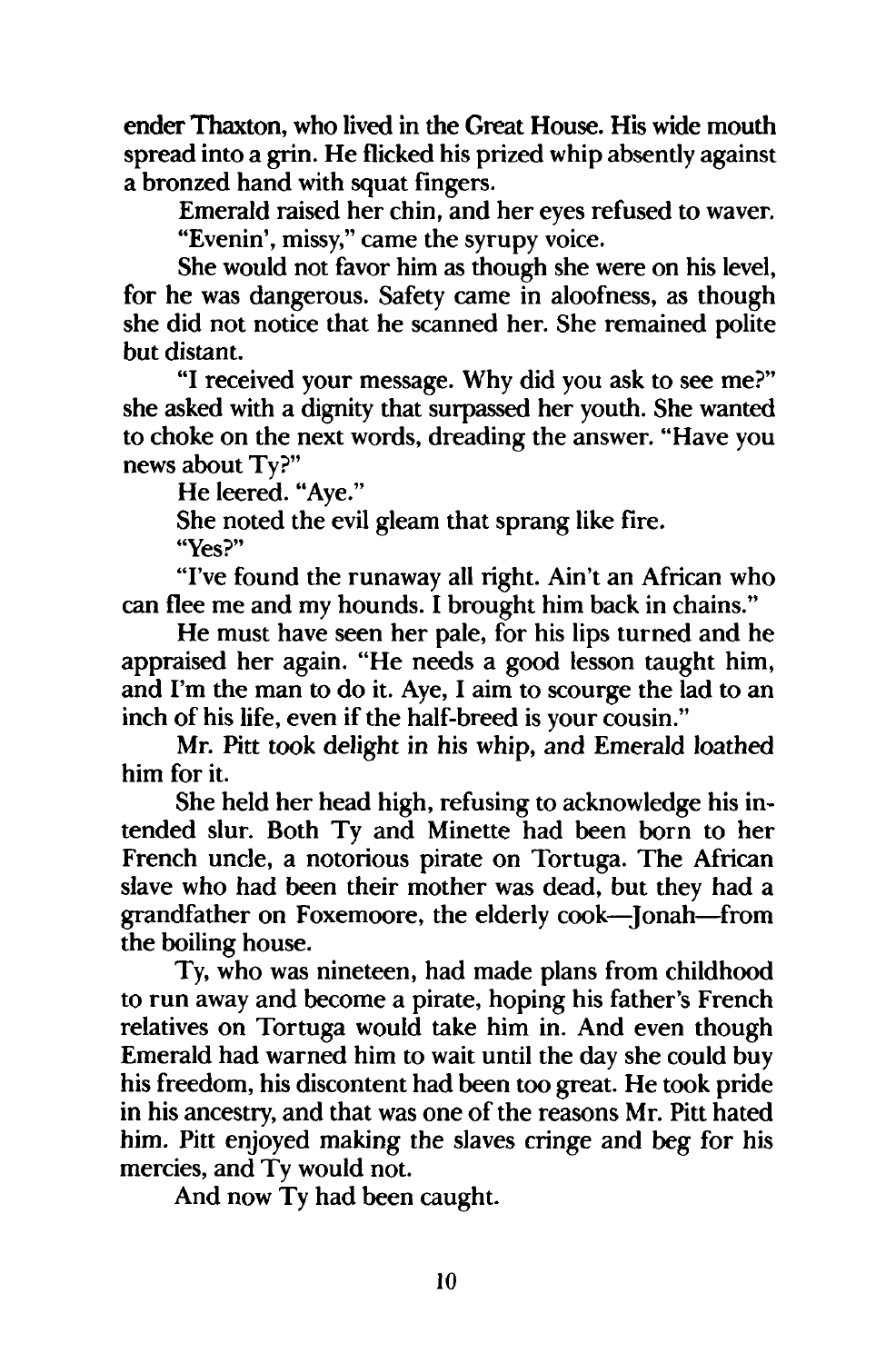ender Thaxton, who lived in the Great House. His wide mouth spread into a grin. He flicked his prized whip absently against a bronzed hand with squat fingers.

Emerald raised her chin, and her eyes refused to waver.

"Evenin', missy," came the syrupy voice.

She would not favor him as though she were on his level, for he was dangerous. Safety came in aloofness, as though she did not notice that he scanned her. She remained polite but distant.

"I received your message. Why did you ask to see me?" she asked with a dignity that surpassed her youth. She wanted to choke on the next words, dreading the answer. "Have you news about Ty?"

He leered. "Aye."

She noted the evil gleam that sprang like fire.

"Yes?"

"I've found the runaway all right. Ain't an African who can flee me and my hounds. I brought him back in chains."

He must have seen her pale, for his lips turned and he appraised her again. "He needs a good lesson taught him, and I'm the man to do it. Aye, I aim to scourge the lad to an inch of his life, even if the half-breed is your cousin."

Mr. Pitt took delight in his whip, and Emerald loathed him for it.

She held her head high, refusing to acknowledge his intended slur. Both Ty and Minette had been born to her French uncle, a notorious pirate on Tortuga. The African slave who had been their mother was dead, but they had a grandfather on Foxemoore, the elderly cook—Jonah—from the boiling house.

Ty, who was nineteen, had made plans from childhood to run away and become a pirate, hoping his father's French relatives on Tortuga would take him in. And even though Emerald had warned him to wait until the day she could buy his freedom, his discontent had been too great. He took pride in his ancestry, and that was one of the reasons Mr. Pitt hated him. Pitt enjoyed making the slaves cringe and beg for his mercies, and Ty would not.

And now Ty had been caught.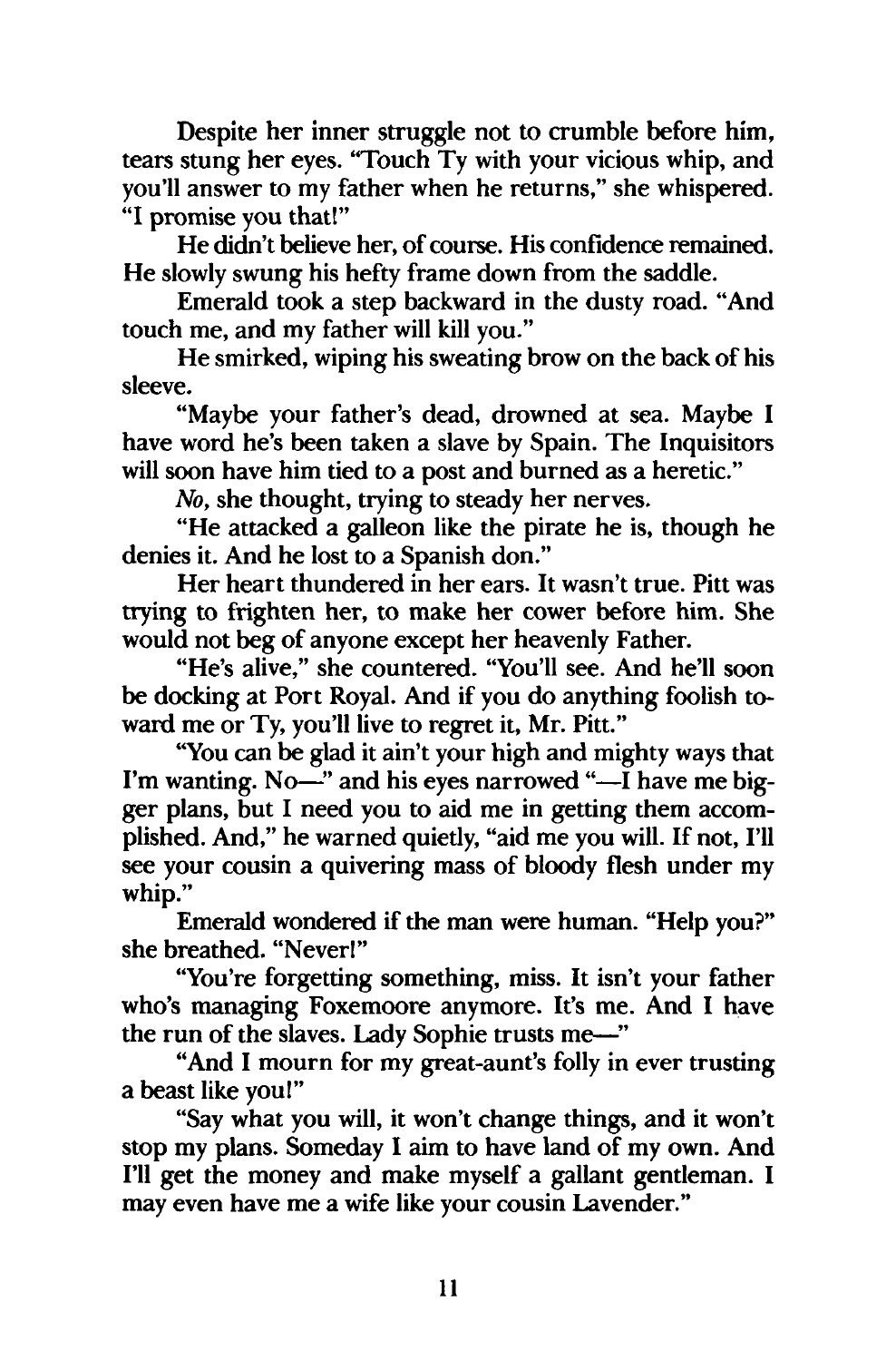Despite her inner struggle not to crumble before him, tears stung her eyes. "Touch Ty with your vicious whip, and you'll answer to my father when he returns," she whispered. "I promise you that!"

He didn't believe her, of course. His confidence remained. He slowly swung his hefty frame down from the saddle.

Emerald took a step backward in the dusty road. "And touch me, and my father will kill you."

He smirked, wiping his sweating brow on the back of his sleeve.

"Maybe your father's dead, drowned at sea. Maybe I have word he's been taken a slave by Spain. The Inquisitors will soon have him tied to a post and burned as a heretic."

*No,* she thought, trying to steady her nerves.

"He attacked a galleon like the pirate he is, though he denies it. And he lost to a Spanish don."

Her heart thundered in her ears. It wasn't true. Pitt was trying to frighten her, to make her cower before him. She would not beg of anyone except her heavenly Father.

"He's alive," she countered. "You'll see. And he'll soon be docking at Port Royal. And if you do anything foolish toward me or Ty, you'll live to regret it, Mr. Pitt."

"You can be glad it ain't your high and mighty ways that I'm wanting. No—" and his eyes narrowed "—I have me bigger plans, but I need you to aid me in getting them accomplished. And," he warned quietly, "aid me you will. If not, I'll see your cousin a quivering mass of bloody flesh under my whip."

Emerald wondered if the man were human. "Help you?" she breathed. "Never!"

"You're forgetting something, miss. It isn't your father who's managing Foxemoore anymore. It's me. And I have the run of the slaves. Lady Sophie trusts me—"

"And I mourn for my great-aunt's folly in ever trusting a beast like you!"

"Say what you will, it won't change things, and it won't stop my plans. Someday I aim to have land of my own. And I'll get the money and make myself a gallant gentleman. I may even have me a wife like your cousin Lavender."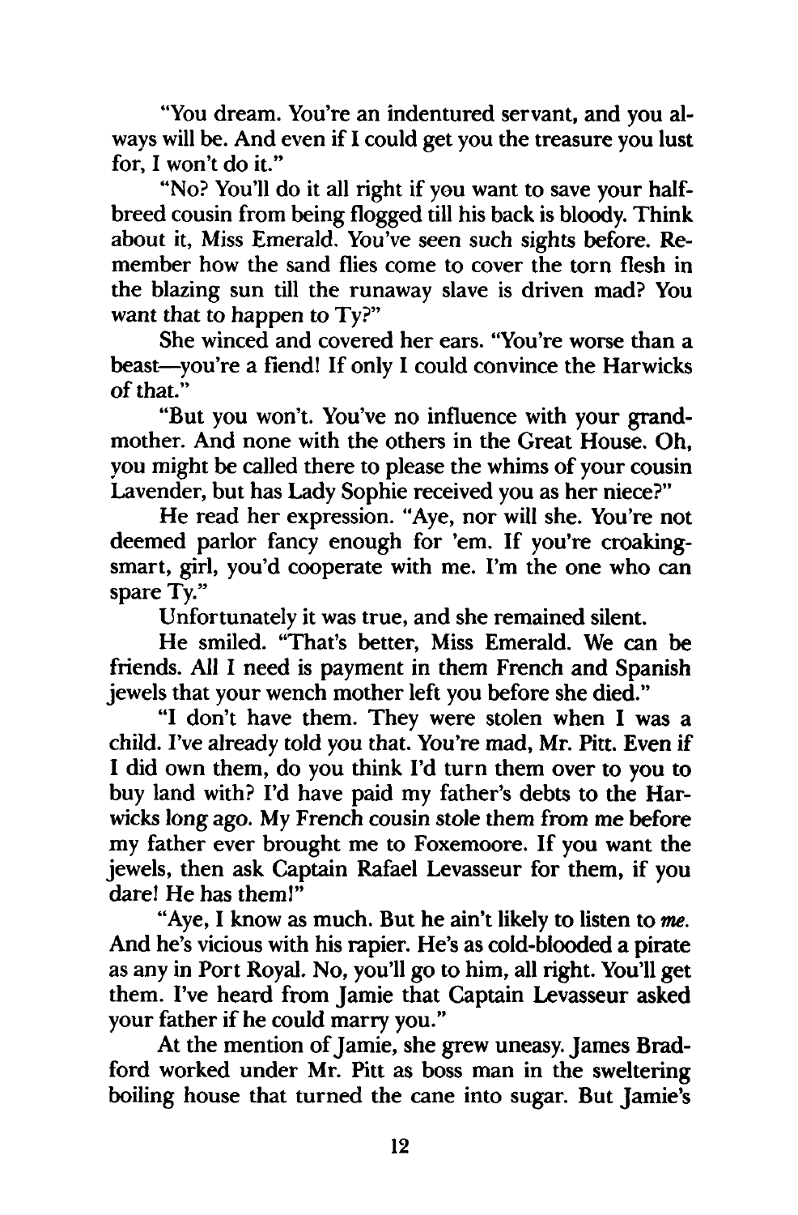"You dream. You're an indentured servant, and you always will be. And even if I could get you the treasure you lust for, I won't do it."

"No? You'll do it all right if you want to save your half-breed cousin from being flogged till his back is bloody. Think about it, Miss Emerald. You've seen such sights before. Remember how the sand flies come to cover the torn flesh in the blazing sun till the runaway slave is driven mad? You want that to happen to Ty?"

She winced and covered her ears. "You're worse than a beast—you're a fiend! If only I could convince the Harwicks of that."

"But you won't. You've no influence with your grandmother. And none with the others in the Great House. Oh, you might be called there to please the whims of your cousin Lavender, but has Lady Sophie received you as her niece?"

He read her expression. "Aye, nor will she. You're not deemed parlor fancy enough for 'em. If you're croaking-smart, girl, you'd cooperate with me. I'm the one who can spare Ty."

Unfortunately it was true, and she remained silent.

He smiled. "That's better, Miss Emerald. We can be friends. All I need is payment in them French and Spanish jewels that your wench mother left you before she died."

"I don't have them. They were stolen when I was a child. I've already told you that. You're mad, Mr. Pitt. Even if I did own them, do you think I'd turn them over to you to buy land with? I'd have paid my father's debts to the Harwicks long ago. My French cousin stole them from me before my father ever brought me to Foxemoore. If you want the jewels, then ask Captain Rafael Levasseur for them, if you dare! He has them!"

"Aye, I know as much. But he ain't likely to listen to *me*. And he's vicious with his rapier. He's as cold-blooded a pirate as any in Port Royal. No, you'll go to him, all right. You'll get them. I've heard from Jamie that Captain Levasseur asked your father if he could marry you."

At the mention of Jamie, she grew uneasy. James Bradford worked under Mr. Pitt as boss man in the sweltering boiling house that turned the cane into sugar. But Jamie's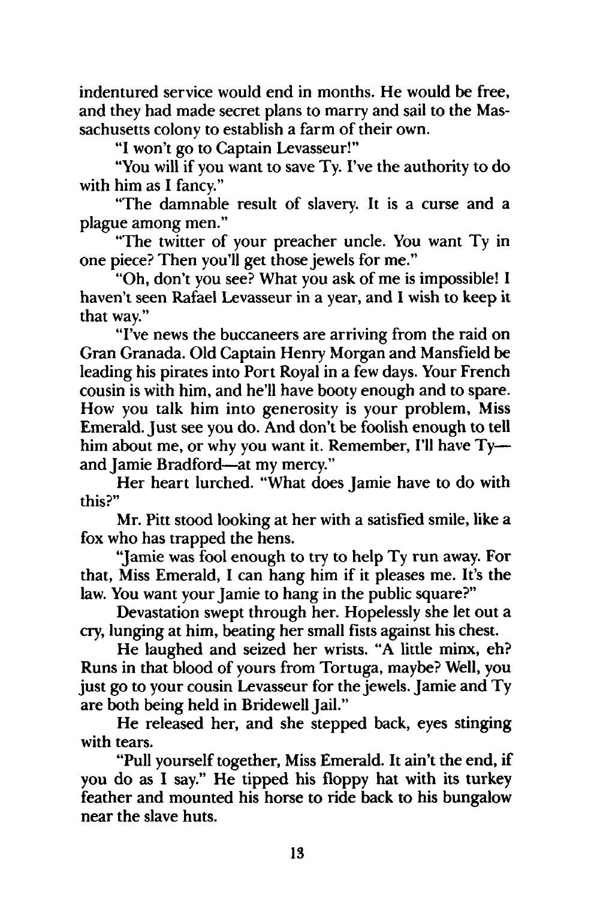indentured service would end in months. He would be free, and they had made secret plans to marry and sail to the Massachusetts colony to establish a farm of their own.

"I won't go to Captain Levasseur!"

"You will if you want to save Ty. I've the authority to do with him as I fancy."

"The damnable result of slavery. It is a curse and a plague among men."

"The twitter of your preacher uncle. You want Ty in one piece? Then you'll get those jewels for me."

"Oh, don't you see? What you ask of me is impossible! I haven't seen Rafael Levasseur in a year, and I wish to keep it that way."

"I've news the buccaneers are arriving from the raid on Gran Granada. Old Captain Henry Morgan and Mansfield be leading his pirates into Port Royal in a few days. Your French cousin is with him, and he'll have booty enough and to spare. How you talk him into generosity is your problem, Miss Emerald. Just see you do. And don't be foolish enough to tell him about me, or why you want it. Remember, I'll have Ty—and Jamie Bradford—at my mercy."

Her heart lurched. "What does Jamie have to do with this?"

Mr. Pitt stood looking at her with a satisfied smile, like a fox who has trapped the hens.

"Jamie was fool enough to try to help Ty run away. For that, Miss Emerald, I can hang him if it pleases me. It's the law. You want your Jamie to hang in the public square?"

Devastation swept through her. Hopelessly she let out a cry, lunging at him, beating her small fists against his chest.

He laughed and seized her wrists. "A little minx, eh? Runs in that blood of yours from Tortuga, maybe? Well, you just go to your cousin Levasseur for the jewels. Jamie and Ty are both being held in Bridewell Jail."

He released her, and she stepped back, eyes stinging with tears.

"Pull yourself together, Miss Emerald. It ain't the end, if you do as I say." He tipped his floppy hat with its turkey feather and mounted his horse to ride back to his bungalow near the slave huts.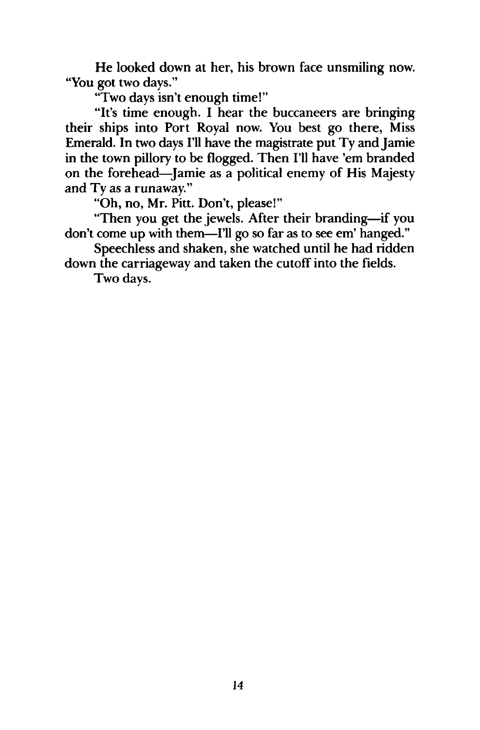He looked down at her, his brown face unsmiling now. "You got two days."

"Two days isn't enough time!"

"It's time enough. I hear the buccaneers are bringing their ships into Port Royal now. You best go there, Miss Emerald. In two days I'll have the magistrate put Ty and Jamie in the town pillory to be flogged. Then I'll have 'em branded on the forehead—Jamie as a political enemy of His Majesty and Ty as a runaway."

"Oh, no, Mr. Pitt. Don't, please!"

"Then you get the jewels. After their branding—if you don't come up with them—I'll go so far as to see em' hanged."

Speechless and shaken, she watched until he had ridden down the carriageway and taken the cutoff into the fields.

Two days.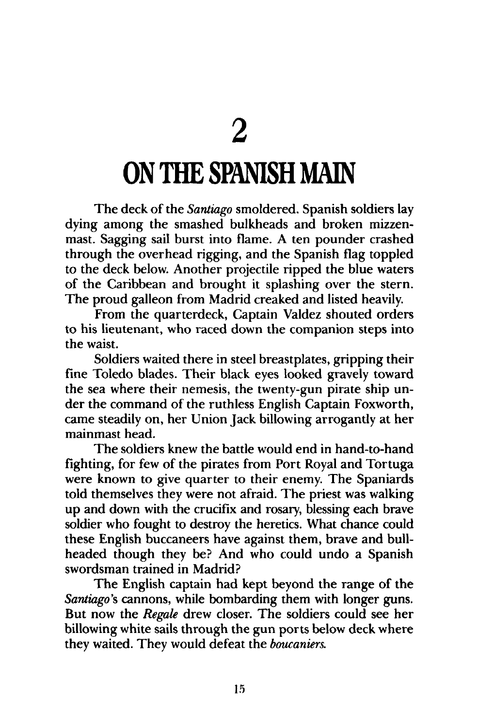# 2

# ON THE SPANISH MAIN

The deck of the *Santiago* smoldered. Spanish soldiers lay dying among the smashed bulkheads and broken mizzenmast. Sagging sail burst into flame. A ten pounder crashed through the overhead rigging, and the Spanish flag toppled to the deck below. Another projectile ripped the blue waters of the Caribbean and brought it splashing over the stern. The proud galleon from Madrid creaked and listed heavily.

From the quarterdeck, Captain Valdez shouted orders to his lieutenant, who raced down the companion steps into the waist.

Soldiers waited there in steel breastplates, gripping their fine Toledo blades. Their black eyes looked gravely toward the sea where their nemesis, the twenty-gun pirate ship under the command of the ruthless English Captain Foxworth, came steadily on, her Union Jack billowing arrogantly at her mainmast head.

The soldiers knew the battle would end in hand-to-hand fighting, for few of the pirates from Port Royal and Tortuga were known to give quarter to their enemy. The Spaniards told themselves they were not afraid. The priest was walking up and down with the crucifix and rosary, blessing each brave soldier who fought to destroy the heretics. What chance could these English buccaneers have against them, brave and bullheaded though they be? And who could undo a Spanish swordsman trained in Madrid?

The English captain had kept beyond the range of the *Santiago*'s cannons, while bombarding them with longer guns. But now the *Regale* drew closer. The soldiers could see her billowing white sails through the gun ports below deck where they waited. They would defeat the *boucaniers*.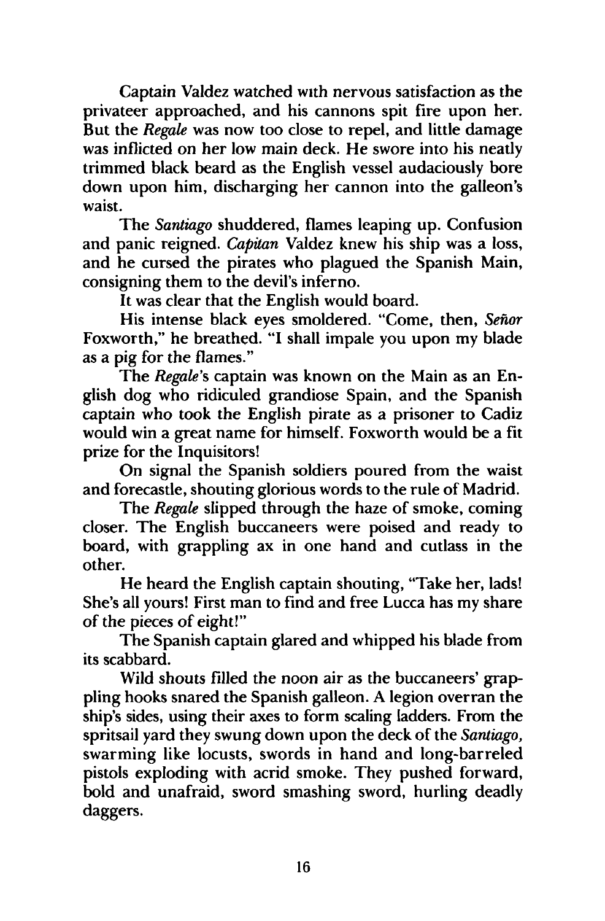Captain Valdez watched with nervous satisfaction as the privateer approached, and his cannons spit fire upon her. But the *Regale* was now too close to repel, and little damage was inflicted on her low main deck. He swore into his neatly trimmed black beard as the English vessel audaciously bore down upon him, discharging her cannon into the galleon's waist.

The *Santiago* shuddered, flames leaping up. Confusion and panic reigned. *Capitan* Valdez knew his ship was a loss, and he cursed the pirates who plagued the Spanish Main, consigning them to the devil's inferno.

It was clear that the English would board.

His intense black eyes smoldered. "Come, then, *Señor* Foxworth," he breathed. "I shall impale you upon my blade as a pig for the flames."

The *Regale*'s captain was known on the Main as an English dog who ridiculed grandiose Spain, and the Spanish captain who took the English pirate as a prisoner to Cadiz would win a great name for himself. Foxworth would be a fit prize for the Inquisitors!

On signal the Spanish soldiers poured from the waist and forecastle, shouting glorious words to the rule of Madrid.

The *Regale* slipped through the haze of smoke, coming closer. The English buccaneers were poised and ready to board, with grappling ax in one hand and cutlass in the other.

He heard the English captain shouting, "Take her, lads! She's all yours! First man to find and free Lucca has my share of the pieces of eight!"

The Spanish captain glared and whipped his blade from its scabbard.

Wild shouts filled the noon air as the buccaneers' grappling hooks snared the Spanish galleon. A legion overran the ship's sides, using their axes to form scaling ladders. From the spritsail yard they swung down upon the deck of the *Santiago,* swarming like locusts, swords in hand and long-barreled pistols exploding with acrid smoke. They pushed forward, bold and unafraid, sword smashing sword, hurling deadly daggers.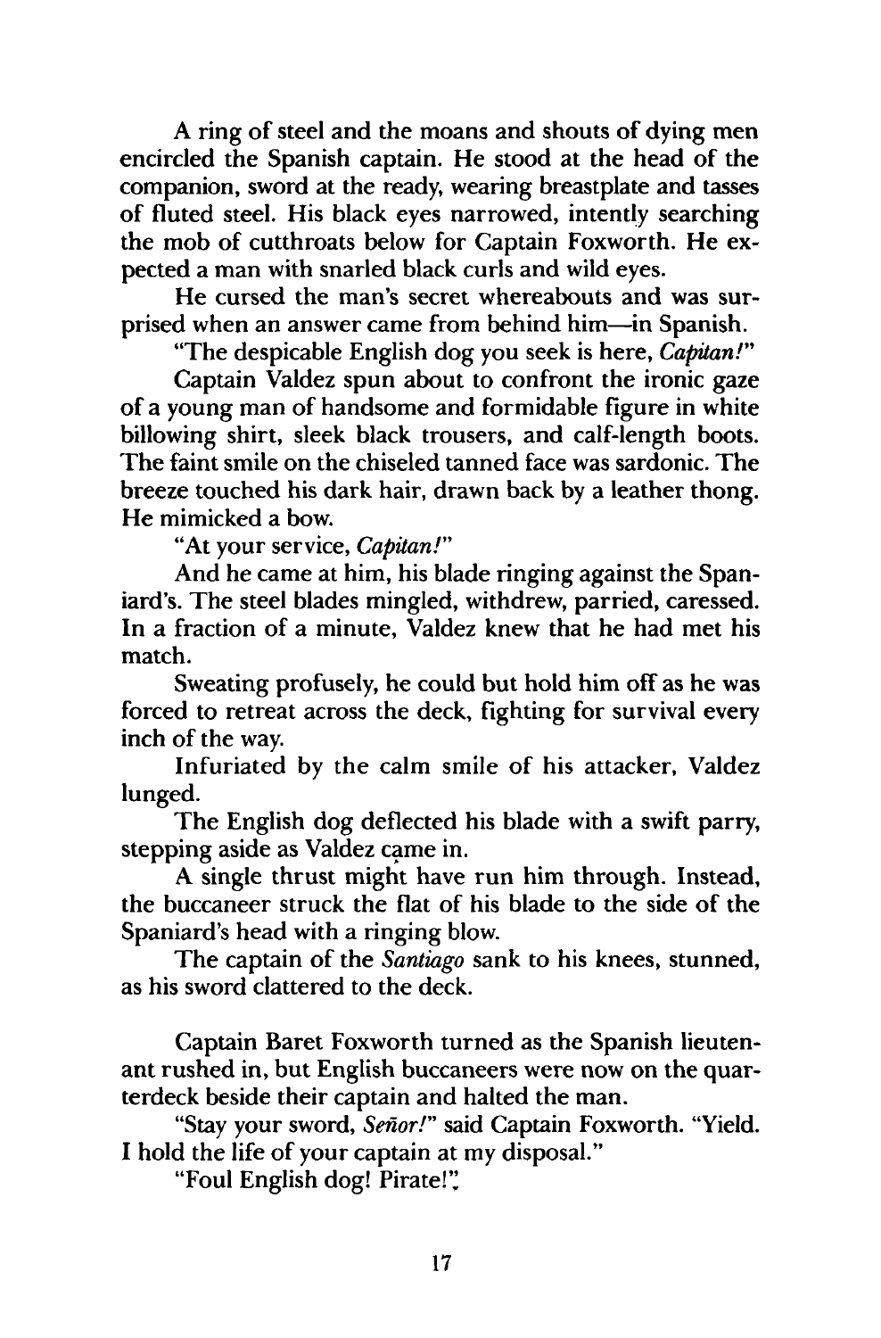A ring of steel and the moans and shouts of dying men encircled the Spanish captain. He stood at the head of the companion, sword at the ready, wearing breastplate and tasses of fluted steel. His black eyes narrowed, intently searching the mob of cutthroats below for Captain Foxworth. He expected a man with snarled black curls and wild eyes.

He cursed the man's secret whereabouts and was surprised when an answer came from behind him—in Spanish.

"The despicable English dog you seek is here, *Capitan!*"

Captain Valdez spun about to confront the ironic gaze of a young man of handsome and formidable figure in white billowing shirt, sleek black trousers, and calf-length boots. The faint smile on the chiseled tanned face was sardonic. The breeze touched his dark hair, drawn back by a leather thong. He mimicked a bow.

"At your service, *Capitan!*"

And he came at him, his blade ringing against the Spaniard's. The steel blades mingled, withdrew, parried, caressed. In a fraction of a minute, Valdez knew that he had met his match.

Sweating profusely, he could but hold him off as he was forced to retreat across the deck, fighting for survival every inch of the way.

Infuriated by the calm smile of his attacker, Valdez lunged.

The English dog deflected his blade with a swift parry, stepping aside as Valdez came in.

A single thrust might have run him through. Instead, the buccaneer struck the flat of his blade to the side of the Spaniard's head with a ringing blow.

The captain of the *Santiago* sank to his knees, stunned, as his sword clattered to the deck.

Captain Baret Foxworth turned as the Spanish lieutenant rushed in, but English buccaneers were now on the quarterdeck beside their captain and halted the man.

"Stay your sword, *Señor!*" said Captain Foxworth. "Yield. I hold the life of your captain at my disposal."

"Foul English dog! Pirate!"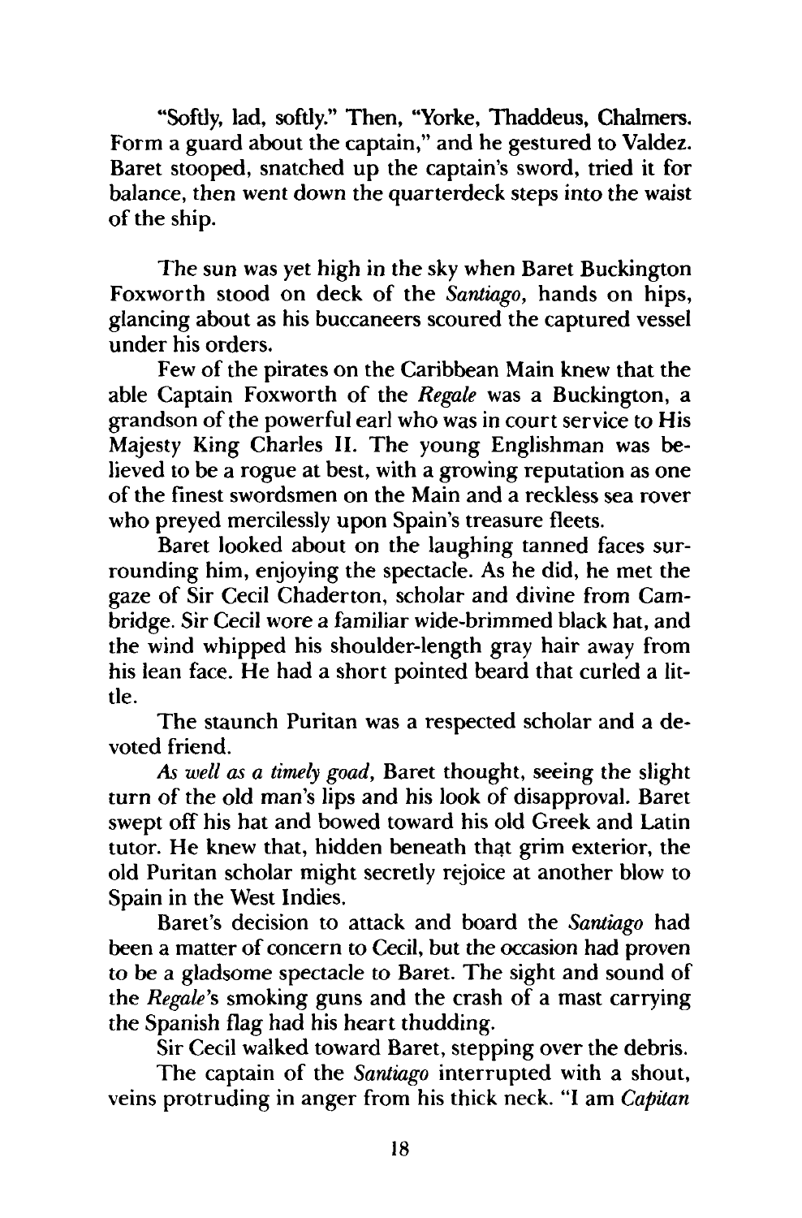"Softly, lad, softly." Then, "Yorke, Thaddeus, Chalmers. Form a guard about the captain," and he gestured to Valdez. Baret stooped, snatched up the captain's sword, tried it for balance, then went down the quarterdeck steps into the waist of the ship.

The sun was yet high in the sky when Baret Buckington Foxworth stood on deck of the *Santiago*, hands on hips, glancing about as his buccaneers scoured the captured vessel under his orders.

Few of the pirates on the Caribbean Main knew that the able Captain Foxworth of the *Regale* was a Buckington, a grandson of the powerful earl who was in court service to His Majesty King Charles II. The young Englishman was believed to be a rogue at best, with a growing reputation as one of the finest swordsmen on the Main and a reckless sea rover who preyed mercilessly upon Spain's treasure fleets.

Baret looked about on the laughing tanned faces surrounding him, enjoying the spectacle. As he did, he met the gaze of Sir Cecil Chaderton, scholar and divine from Cambridge. Sir Cecil wore a familiar wide-brimmed black hat, and the wind whipped his shoulder-length gray hair away from his lean face. He had a short pointed beard that curled a little.

The staunch Puritan was a respected scholar and a devoted friend.

*As well as a timely goad,* Baret thought, seeing the slight turn of the old man's lips and his look of disapproval. Baret swept off his hat and bowed toward his old Greek and Latin tutor. He knew that, hidden beneath that grim exterior, the old Puritan scholar might secretly rejoice at another blow to Spain in the West Indies.

Baret's decision to attack and board the *Santiago* had been a matter of concern to Cecil, but the occasion had proven to be a gladsome spectacle to Baret. The sight and sound of the *Regale*'s smoking guns and the crash of a mast carrying the Spanish flag had his heart thudding.

Sir Cecil walked toward Baret, stepping over the debris.

The captain of the *Santiago* interrupted with a shout, veins protruding in anger from his thick neck. "I am *Capitan*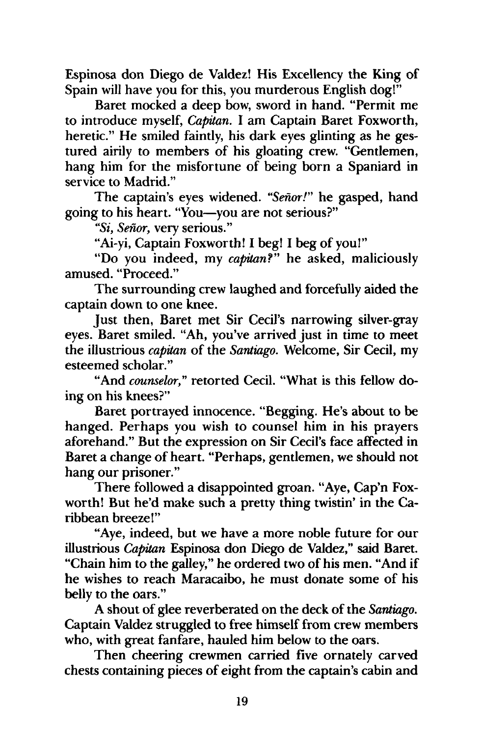Espinosa don Diego de Valdez! His Excellency the King of Spain will have you for this, you murderous English dog!"

Baret mocked a deep bow, sword in hand. "Permit me to introduce myself, *Capitan.* I am Captain Baret Foxworth, heretic." He smiled faintly, his dark eyes glinting as he gestured airily to members of his gloating crew. "Gentlemen, hang him for the misfortune of being born a Spaniard in service to Madrid."

The captain's eyes widened. *"Señor!"* he gasped, hand going to his heart. "You—you are not serious?"

*"Si, Señor,* very serious."

"Ai-yi, Captain Foxworth! I beg! I beg of you!"

"Do you indeed, my *capitan?"* he asked, maliciously amused. "Proceed."

The surrounding crew laughed and forcefully aided the captain down to one knee.

Just then, Baret met Sir Cecil's narrowing silver-gray eyes. Baret smiled. "Ah, you've arrived just in time to meet the illustrious *capitan* of the *Santiago.* Welcome, Sir Cecil, my esteemed scholar."

"And *counselor,"* retorted Cecil. "What is this fellow doing on his knees?"

Baret portrayed innocence. "Begging. He's about to be hanged. Perhaps you wish to counsel him in his prayers aforehand." But the expression on Sir Cecil's face affected in Baret a change of heart. "Perhaps, gentlemen, we should not hang our prisoner."

There followed a disappointed groan. "Aye, Cap'n Foxworth! But he'd make such a pretty thing twistin' in the Caribbean breeze!"

"Aye, indeed, but we have a more noble future for our illustrious *Capitan* Espinosa don Diego de Valdez," said Baret. "Chain him to the galley," he ordered two of his men. "And if he wishes to reach Maracaibo, he must donate some of his belly to the oars."

A shout of glee reverberated on the deck of the *Santiago.* Captain Valdez struggled to free himself from crew members who, with great fanfare, hauled him below to the oars.

Then cheering crewmen carried five ornately carved chests containing pieces of eight from the captain's cabin and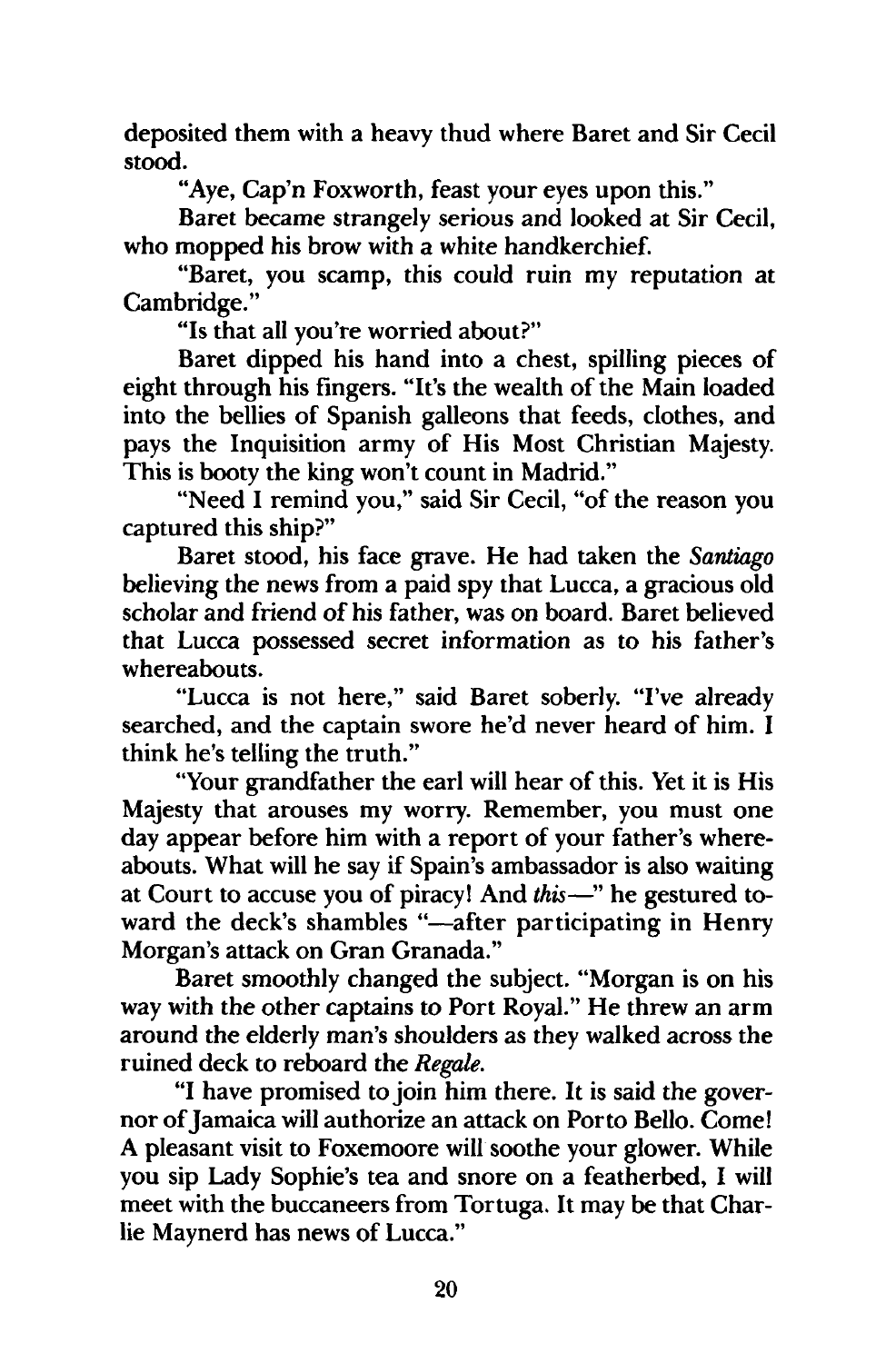deposited them with a heavy thud where Baret and Sir Cecil stood.

"Aye, Cap'n Foxworth, feast your eyes upon this."

Baret became strangely serious and looked at Sir Cecil, who mopped his brow with a white handkerchief.

"Baret, you scamp, this could ruin my reputation at Cambridge."

"Is that all you're worried about?"

Baret dipped his hand into a chest, spilling pieces of eight through his fingers. "It's the wealth of the Main loaded into the bellies of Spanish galleons that feeds, clothes, and pays the Inquisition army of His Most Christian Majesty. This is booty the king won't count in Madrid."

"Need I remind you," said Sir Cecil, "of the reason you captured this ship?"

Baret stood, his face grave. He had taken the *Santiago* believing the news from a paid spy that Lucca, a gracious old scholar and friend of his father, was on board. Baret believed that Lucca possessed secret information as to his father's whereabouts.

"Lucca is not here," said Baret soberly. "I've already searched, and the captain swore he'd never heard of him. I think he's telling the truth."

"Your grandfather the earl will hear of this. Yet it is His Majesty that arouses my worry. Remember, you must one day appear before him with a report of your father's whereabouts. What will he say if Spain's ambassador is also waiting at Court to accuse you of piracy! And *this*—" he gestured toward the deck's shambles "—after participating in Henry Morgan's attack on Gran Granada."

Baret smoothly changed the subject. "Morgan is on his way with the other captains to Port Royal." He threw an arm around the elderly man's shoulders as they walked across the ruined deck to reboard the *Regale*.

"I have promised to join him there. It is said the governor of Jamaica will authorize an attack on Porto Bello. Come! A pleasant visit to Foxemoore will soothe your glower. While you sip Lady Sophie's tea and snore on a featherbed, I will meet with the buccaneers from Tortuga. It may be that Charlie Maynerd has news of Lucca."